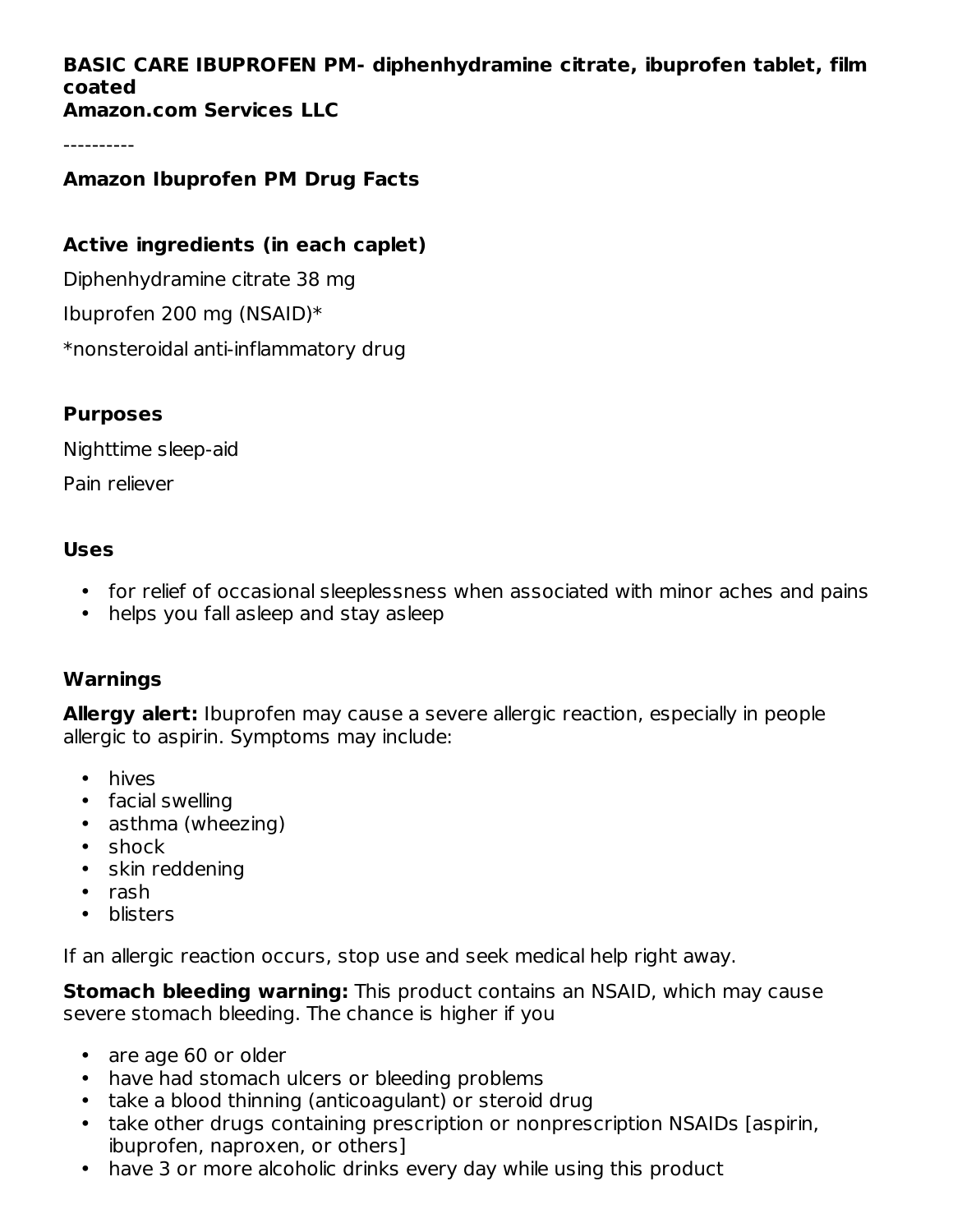**BASIC CARE IBUPROFEN PM- diphenhydramine citrate, ibuprofen tablet, film coated**
**Amazon.com Services LLC**

----------

### Amazon Ibuprofen PM Drug Facts

### Active ingredients (in each caplet)

Diphenhydramine citrate 38 mg

Ibuprofen 200 mg (NSAID)*

*nonsteroidal anti-inflammatory drug

### Purposes

Nighttime sleep-aid

Pain reliever

### Uses

- for relief of occasional sleeplessness when associated with minor aches and pains
- helps you fall asleep and stay asleep

### Warnings

**Allergy alert:** Ibuprofen may cause a severe allergic reaction, especially in people allergic to aspirin. Symptoms may include:

- hives
- facial swelling
- asthma (wheezing)
- shock
- skin reddening
- rash
- blisters

If an allergic reaction occurs, stop use and seek medical help right away.

**Stomach bleeding warning:** This product contains an NSAID, which may cause severe stomach bleeding. The chance is higher if you

- are age 60 or older
- have had stomach ulcers or bleeding problems
- take a blood thinning (anticoagulant) or steroid drug
- take other drugs containing prescription or nonprescription NSAIDs [aspirin, ibuprofen, naproxen, or others]
- have 3 or more alcoholic drinks every day while using this product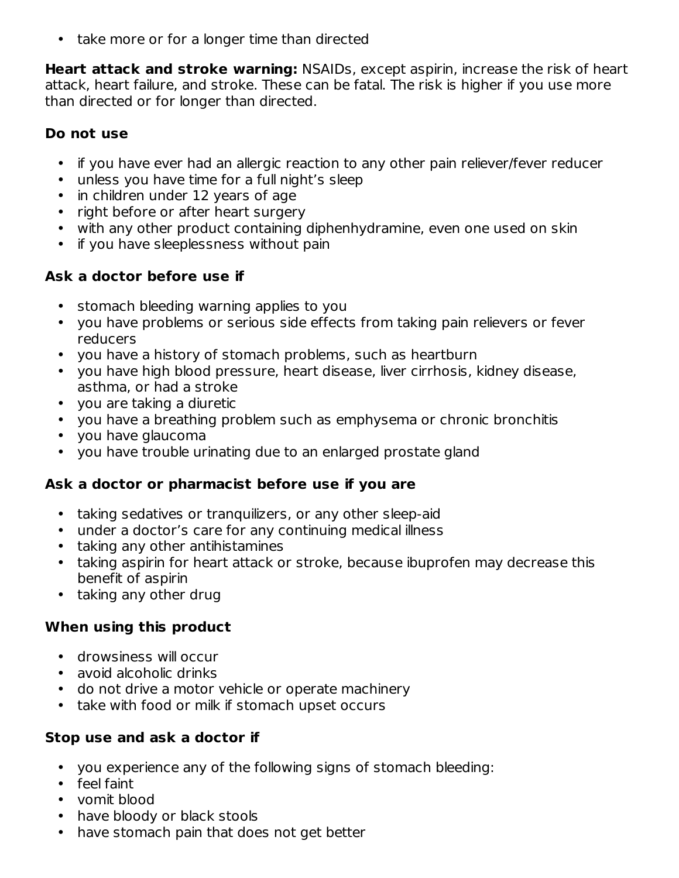- take more or for a longer time than directed

**Heart attack and stroke warning:** NSAIDs, except aspirin, increase the risk of heart attack, heart failure, and stroke. These can be fatal. The risk is higher if you use more than directed or for longer than directed.

**Do not use**

- if you have ever had an allergic reaction to any other pain reliever/fever reducer
- unless you have time for a full night's sleep
- in children under 12 years of age
- right before or after heart surgery
- with any other product containing diphenhydramine, even one used on skin
- if you have sleeplessness without pain

**Ask a doctor before use if**

- stomach bleeding warning applies to you
- you have problems or serious side effects from taking pain relievers or fever reducers
- you have a history of stomach problems, such as heartburn
- you have high blood pressure, heart disease, liver cirrhosis, kidney disease, asthma, or had a stroke
- you are taking a diuretic
- you have a breathing problem such as emphysema or chronic bronchitis
- you have glaucoma
- you have trouble urinating due to an enlarged prostate gland

**Ask a doctor or pharmacist before use if you are**

- taking sedatives or tranquilizers, or any other sleep-aid
- under a doctor's care for any continuing medical illness
- taking any other antihistamines
- taking aspirin for heart attack or stroke, because ibuprofen may decrease this benefit of aspirin
- taking any other drug

**When using this product**

- drowsiness will occur
- avoid alcoholic drinks
- do not drive a motor vehicle or operate machinery
- take with food or milk if stomach upset occurs

**Stop use and ask a doctor if**

- you experience any of the following signs of stomach bleeding:
- feel faint
- vomit blood
- have bloody or black stools
- have stomach pain that does not get better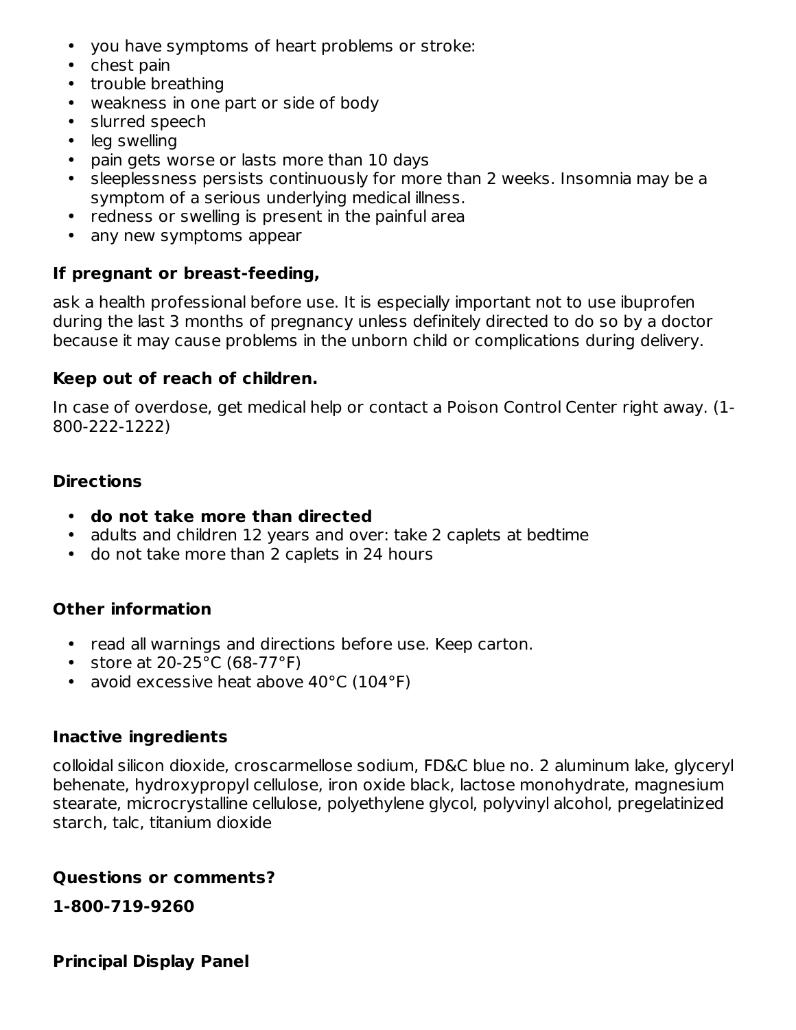- you have symptoms of heart problems or stroke:
- chest pain
- trouble breathing
- weakness in one part or side of body
- slurred speech
- leg swelling
- pain gets worse or lasts more than 10 days
- sleeplessness persists continuously for more than 2 weeks. Insomnia may be a symptom of a serious underlying medical illness.
- redness or swelling is present in the painful area
- any new symptoms appear

**If pregnant or breast-feeding,**

ask a health professional before use. It is especially important not to use ibuprofen during the last 3 months of pregnancy unless definitely directed to do so by a doctor because it may cause problems in the unborn child or complications during delivery.

**Keep out of reach of children.**

In case of overdose, get medical help or contact a Poison Control Center right away. (1-800-222-1222)

## Directions

- **do not take more than directed**
- adults and children 12 years and over: take 2 caplets at bedtime
- do not take more than 2 caplets in 24 hours

## Other information

- read all warnings and directions before use. Keep carton.
- store at 20-25°C (68-77°F)
- avoid excessive heat above 40°C (104°F)

## Inactive ingredients

colloidal silicon dioxide, croscarmellose sodium, FD&C blue no. 2 aluminum lake, glyceryl behenate, hydroxypropyl cellulose, iron oxide black, lactose monohydrate, magnesium stearate, microcrystalline cellulose, polyethylene glycol, polyvinyl alcohol, pregelatinized starch, talc, titanium dioxide

## Questions or comments?

**1-800-719-9260**

## Principal Display Panel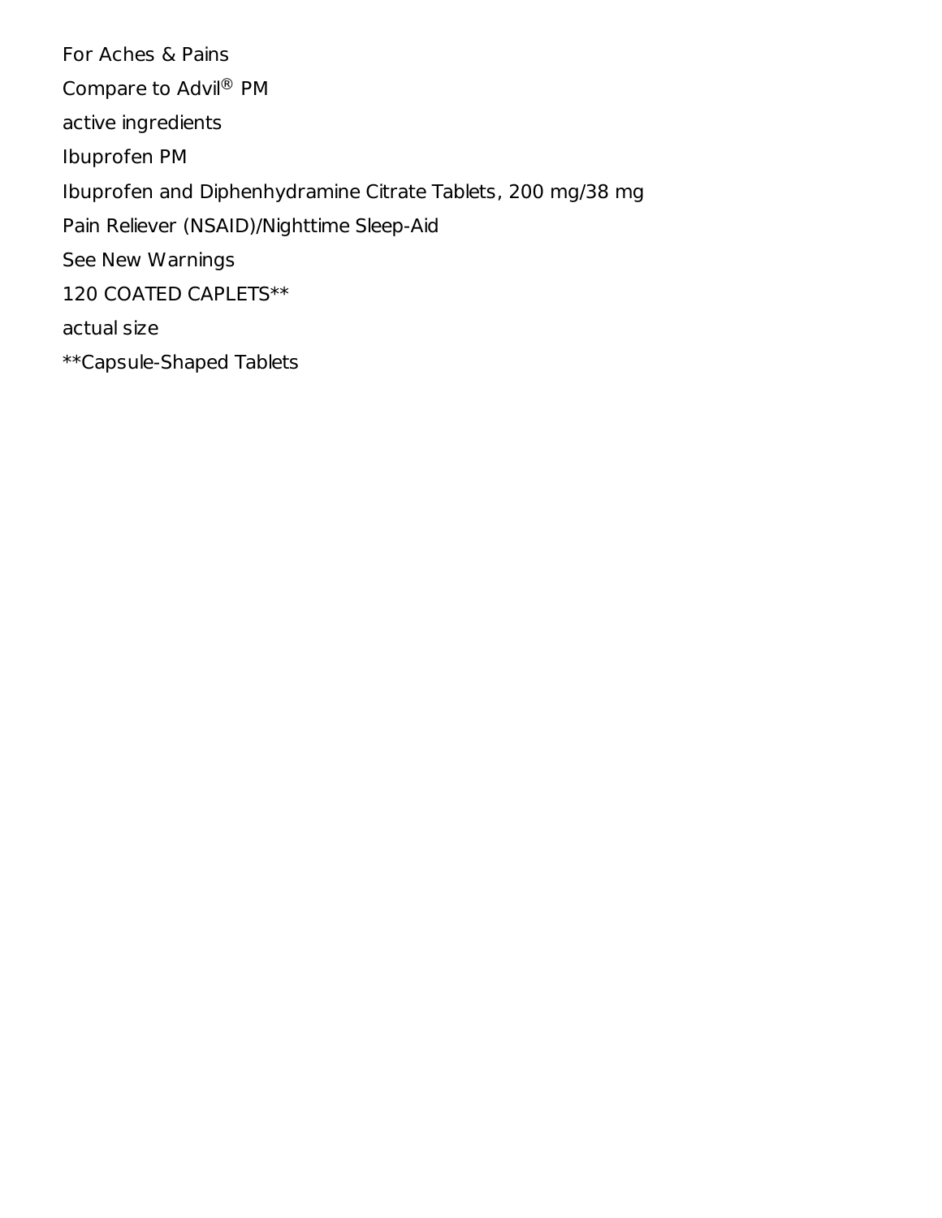For Aches & Pains

Compare to Advil® PM

active ingredients

Ibuprofen PM

Ibuprofen and Diphenhydramine Citrate Tablets, 200 mg/38 mg

Pain Reliever (NSAID)/Nighttime Sleep-Aid

See New Warnings

120 COATED CAPLETS**

actual size

**Capsule-Shaped Tablets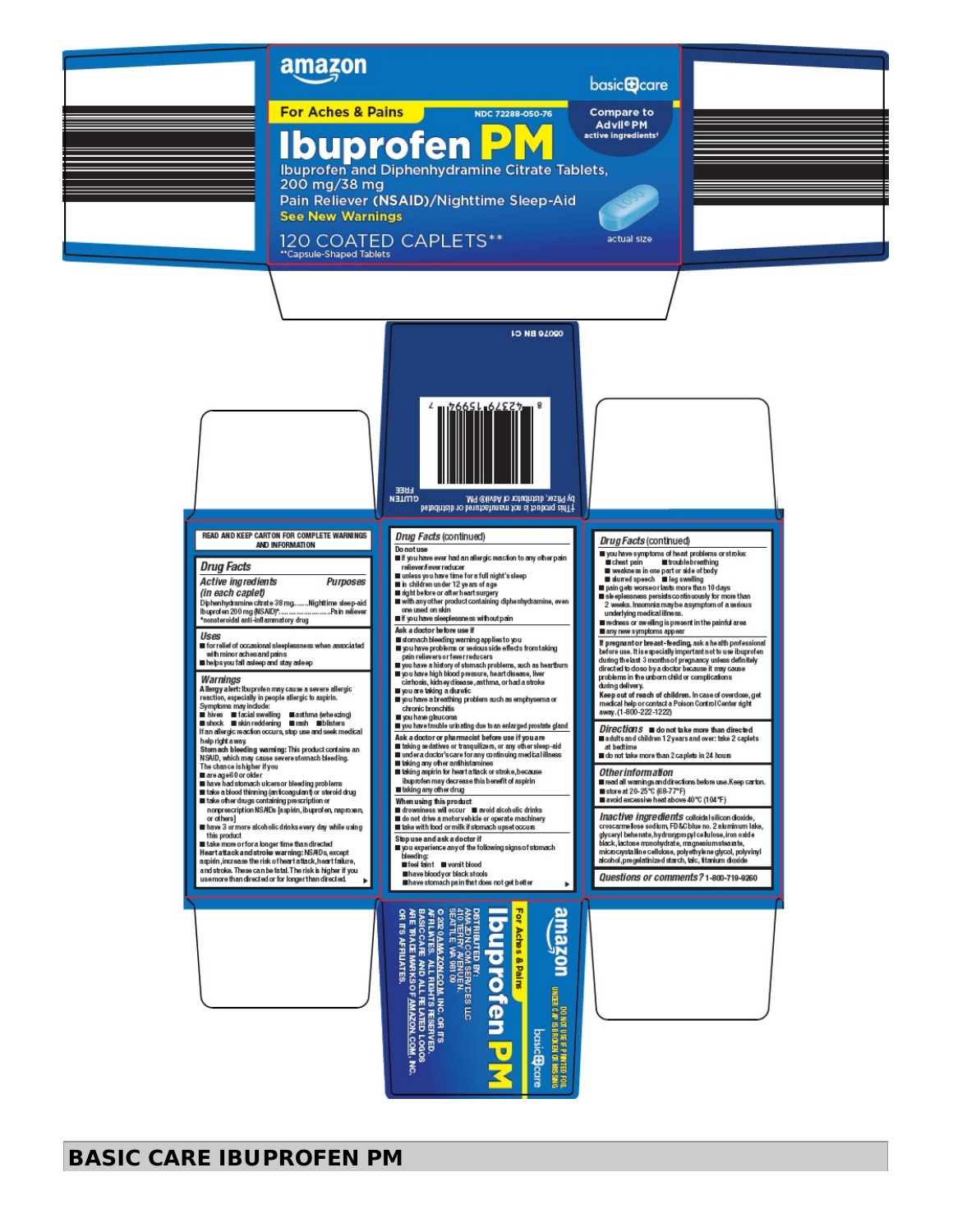amazon

basic care

**For Aches & Pains**

NDC 72288-050-76

Compare to Advil® PM active ingredients†

# Ibuprofen PM

Ibuprofen and Diphenhydramine Citrate Tablets, 200 mg/38 mg

Pain Reliever (NSAID)/Nighttime Sleep-Aid

**See New Warnings**

120 COATED CAPLETS**

**Capsule-Shaped Tablets

actual size

09076 BN C1

†This product is not manufactured or distributed by Pfizer, distributor of Advil® PM.

GLUTEN FREE

READ AND KEEP CARTON FOR COMPLETE WARNINGS AND INFORMATION

## Drug Facts

| Active ingredients (in each caplet) | Purposes |
|---|---|
| Diphenhydramine citrate 38 mg | Nighttime sleep-aid |
| Ibuprofen 200 mg (NSAID)* | Pain reliever |

*nonsteroidal anti-inflammatory drug

**Uses**
- for relief of occasional sleeplessness when associated with minor aches and pains
- helps you fall asleep and stay asleep

**Warnings**

**Allergy alert:** Ibuprofen may cause a severe allergic reaction, especially in people allergic to aspirin. Symptoms may include:
- hives
- facial swelling
- asthma (wheezing)
- shock
- skin reddening
- rash
- blisters

If an allergic reaction occurs, stop use and seek medical help right away.

**Stomach bleeding warning:** This product contains an NSAID, which may cause severe stomach bleeding. The chance is higher if you
- are age 60 or older
- have had stomach ulcers or bleeding problems
- take a blood thinning (anticoagulant) or steroid drug
- take other drugs containing prescription or nonprescription NSAIDs [aspirin, ibuprofen, naproxen, or others]
- have 3 or more alcoholic drinks every day while using this product
- take more or for a longer time than directed

**Heart attack and stroke warning:** NSAIDs, except aspirin, increase the risk of heart attack, heart failure, and stroke. These can be fatal. The risk is higher if you use more than directed or for longer than directed.

## Drug Facts (continued)

**Do not use**
- if you have ever had an allergic reaction to any other pain reliever/fever reducer
- unless you have time for a full night's sleep
- in children under 12 years of age
- right before or after heart surgery
- with any other product containing diphenhydramine, even one used on skin
- if you have sleeplessness without pain

**Ask a doctor before use if**
- stomach bleeding warning applies to you
- you have problems or serious side effects from taking pain relievers or fever reducers
- you have a history of stomach problems, such as heartburn
- you have high blood pressure, heart disease, liver cirrhosis, kidney disease, asthma, or had a stroke
- you are taking a diuretic
- you have a breathing problem such as emphysema or chronic bronchitis
- you have glaucoma
- you have trouble urinating due to an enlarged prostate gland

**Ask a doctor or pharmacist before use if you are**
- taking sedatives or tranquilizers, or any other sleep-aid
- under a doctor's care for any continuing medical illness
- taking any other antihistamines
- taking aspirin for heart attack or stroke, because ibuprofen may decrease this benefit of aspirin
- taking any other drug

**When using this product**
- drowsiness will occur
- avoid alcoholic drinks
- do not drive a motor vehicle or operate machinery
- take with food or milk if stomach upset occurs

**Stop use and ask a doctor if**
- you experience any of the following signs of stomach bleeding:
  - feel faint
  - vomit blood
  - have bloody or black stools
  - have stomach pain that does not get better

## Drug Facts (continued)

- you have symptoms of heart problems or stroke:
  - chest pain
  - trouble breathing
  - weakness in one part or side of body
  - slurred speech
  - leg swelling
- pain gets worse or lasts more than 10 days
- sleeplessness persists continuously for more than 2 weeks. Insomnia may be a symptom of a serious underlying medical illness.
- redness or swelling is present in the painful area
- any new symptoms appear

**If pregnant or breast-feeding,** ask a health professional before use. It is especially important not to use ibuprofen during the last 3 months of pregnancy unless definitely directed to do so by a doctor because it may cause problems in the unborn child or complications during delivery.

**Keep out of reach of children.** In case of overdose, get medical help or contact a Poison Control Center right away. (1-800-222-1222)

**Directions**
- do not take more than directed
- adults and children 12 years and over: take 2 caplets at bedtime
- do not take more than 2 caplets in 24 hours

**Other information**
- read all warnings and directions before use. Keep carton.
- store at 20-25°C (68-77°F)
- avoid excessive heat above 40°C (104°F)

**Inactive ingredients** colloidal silicon dioxide, croscarmellose sodium, FD&C blue no. 2 aluminum lake, glyceryl behenate, hydroxypropyl cellulose, iron oxide black, lactose monohydrate, magnesium stearate, microcrystalline cellulose, polyethylene glycol, polyvinyl alcohol, pregelatinized starch, talc, titanium dioxide

**Questions or comments?** 1-800-719-9260

amazon

DO NOT USE IF PRINTED FOIL UNDER CAP IS BROKEN OR MISSING

**For Aches & Pains**

# Ibuprofen PM

basic care

DISTRIBUTED BY:
AMAZON.COM SERVICES LLC
410 TERRY AVENUE N.
SEATTLE, WA 98109

© 2020 AMAZON.COM, INC. OR ITS AFFILIATES. ALL RIGHTS RESERVED. BASIC CARE AND ALL RELATED LOGOS ARE TRADEMARKS OF AMAZON.COM, INC. OR ITS AFFILIATES.

## BASIC CARE IBUPROFEN PM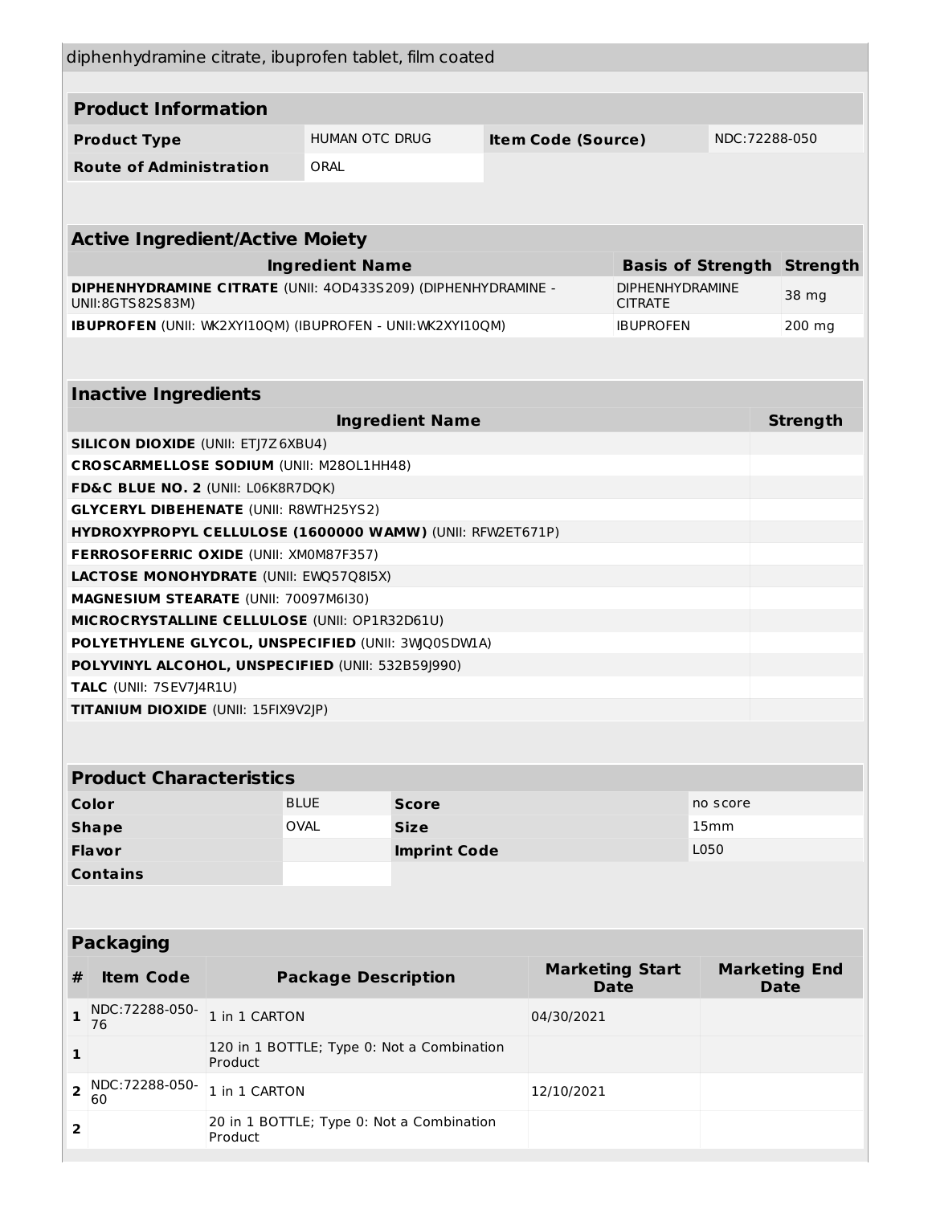diphenhydramine citrate, ibuprofen tablet, film coated

## Product Information

| **Product Type** | HUMAN OTC DRUG | **Item Code (Source)** | NDC:72288-050 |
|---|---|---|---|
| **Route of Administration** | ORAL | | |

## Active Ingredient/Active Moiety

| Ingredient Name | Basis of Strength | Strength |
|---|---|---|
| **DIPHENHYDRAMINE CITRATE** (UNII: 4OD433S209) (DIPHENHYDRAMINE - UNII:8GTS82S83M) | DIPHENHYDRAMINE CITRATE | 38 mg |
| **IBUPROFEN** (UNII: WK2XYI10QM) (IBUPROFEN - UNII:WK2XYI10QM) | IBUPROFEN | 200 mg |

## Inactive Ingredients

| Ingredient Name | Strength |
|---|---|
| **SILICON DIOXIDE** (UNII: ETJ7Z6XBU4) | |
| **CROSCARMELLOSE SODIUM** (UNII: M28OL1HH48) | |
| **FD&C BLUE NO. 2** (UNII: L06K8R7DQK) | |
| **GLYCERYL DIBEHENATE** (UNII: R8WTH25YS2) | |
| **HYDROXYPROPYL CELLULOSE (1600000 WAMW)** (UNII: RFW2ET671P) | |
| **FERROSOFERRIC OXIDE** (UNII: XM0M87F357) | |
| **LACTOSE MONOHYDRATE** (UNII: EWQ57Q8I5X) | |
| **MAGNESIUM STEARATE** (UNII: 70097M6I30) | |
| **MICROCRYSTALLINE CELLULOSE** (UNII: OP1R32D61U) | |
| **POLYETHYLENE GLYCOL, UNSPECIFIED** (UNII: 3WJQ0SDW1A) | |
| **POLYVINYL ALCOHOL, UNSPECIFIED** (UNII: 532B59J990) | |
| **TALC** (UNII: 7SEV7J4R1U) | |
| **TITANIUM DIOXIDE** (UNII: 15FIX9V2JP) | |

## Product Characteristics

| **Color** | BLUE | **Score** | no score |
|---|---|---|---|
| **Shape** | OVAL | **Size** | 15mm |
| **Flavor** | | **Imprint Code** | L050 |
| **Contains** | | | |

## Packaging

| # | Item Code | Package Description | Marketing Start Date | Marketing End Date |
|---|---|---|---|---|
| 1 | NDC:72288-050-76 | 1 in 1 CARTON | 04/30/2021 | |
| 1 | | 120 in 1 BOTTLE; Type 0: Not a Combination Product | | |
| 2 | NDC:72288-050-60 | 1 in 1 CARTON | 12/10/2021 | |
| 2 | | 20 in 1 BOTTLE; Type 0: Not a Combination Product | | |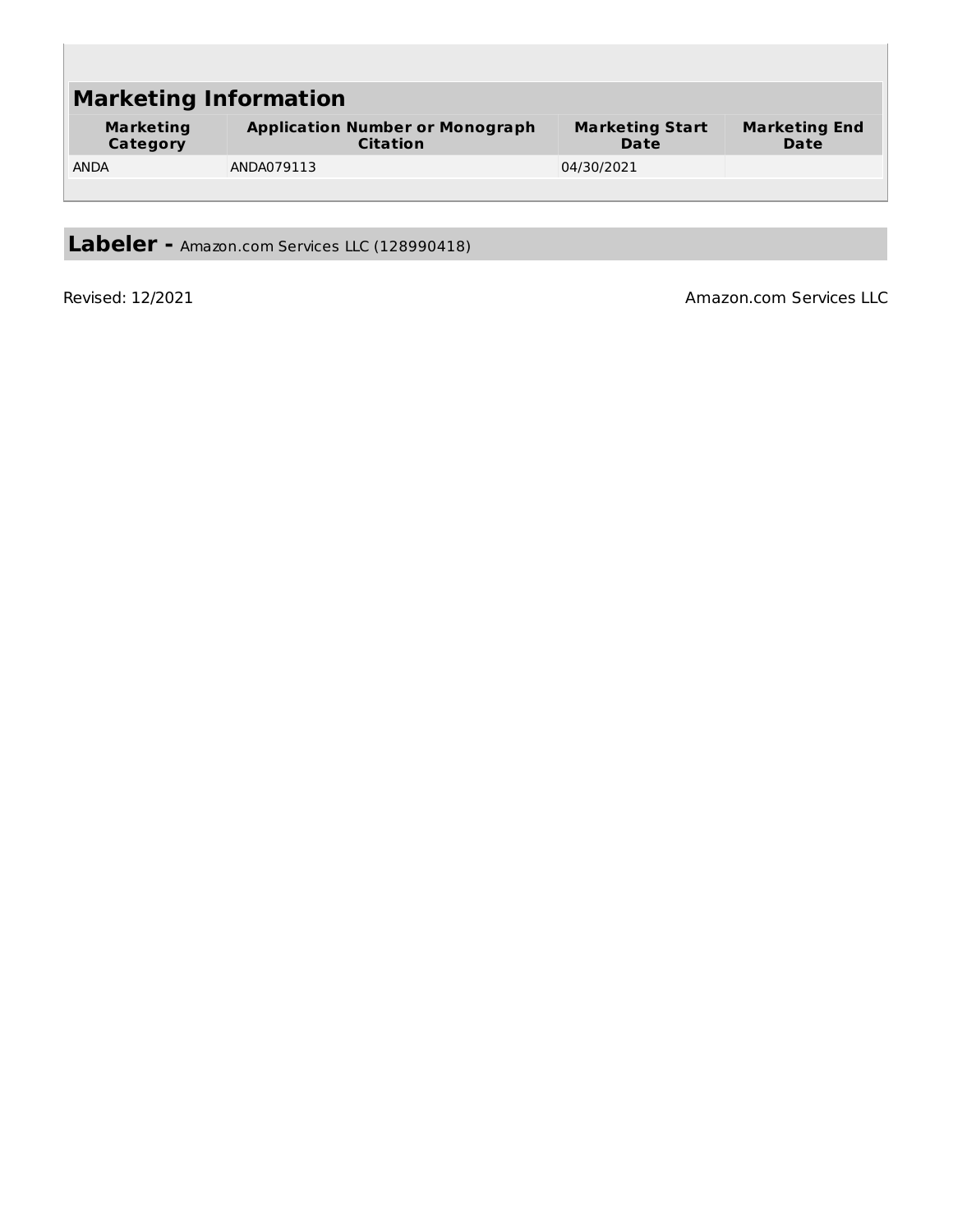## Marketing Information

| Marketing Category | Application Number or Monograph Citation | Marketing Start Date | Marketing End Date |
|---|---|---|---|
| ANDA | ANDA079113 | 04/30/2021 | |

## Labeler - Amazon.com Services LLC (128990418)

Revised: 12/2021

Amazon.com Services LLC